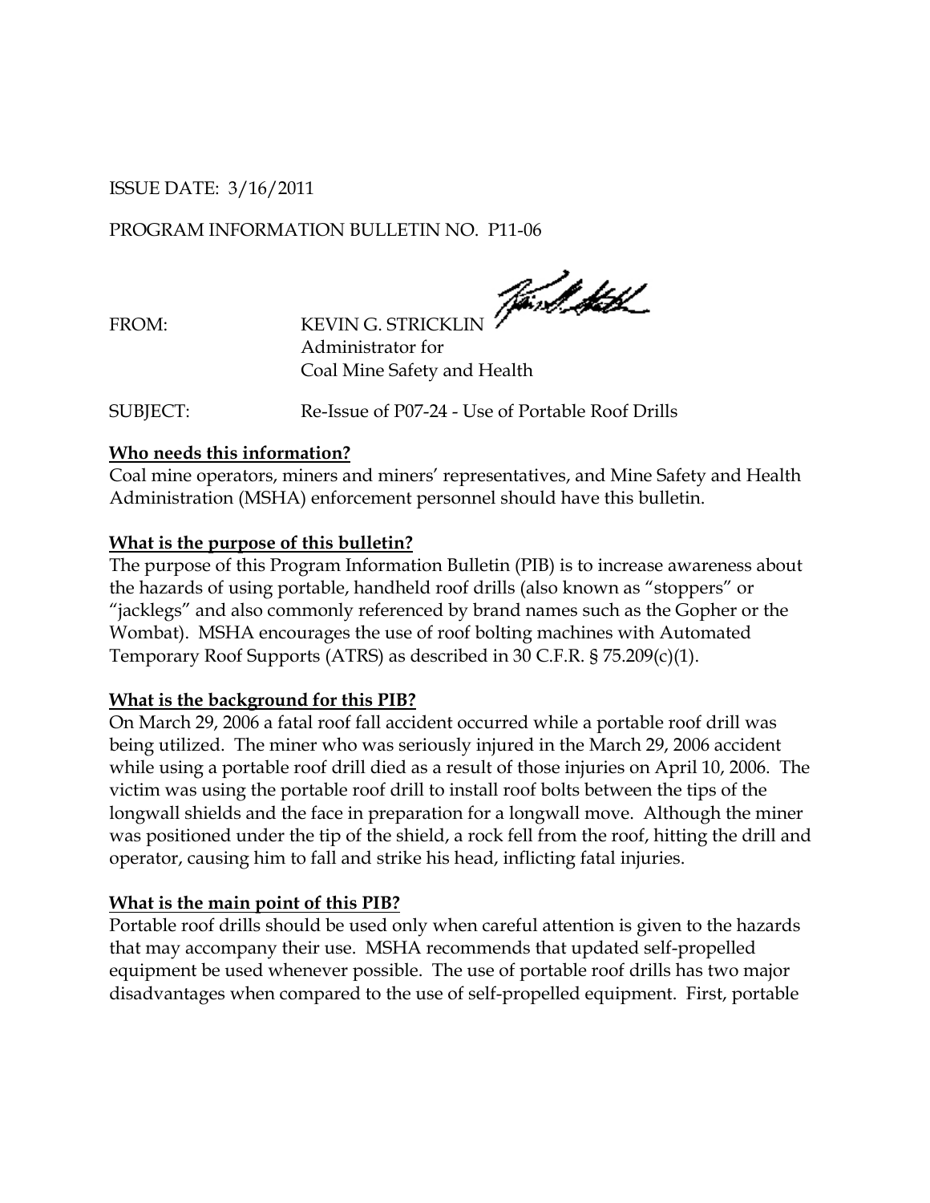ISSUE DATE: 3/16/2011

PROGRAM INFORMATION BULLETIN NO. P11-06

FROM: KEVIN G. STRICKLIN
Administrator for
Coal Mine Safety and Health

SUBJECT: Re-Issue of P07-24 - Use of Portable Roof Drills

**Who needs this information?**

Coal mine operators, miners and miners' representatives, and Mine Safety and Health Administration (MSHA) enforcement personnel should have this bulletin.

**What is the purpose of this bulletin?**

The purpose of this Program Information Bulletin (PIB) is to increase awareness about the hazards of using portable, handheld roof drills (also known as "stoppers" or "jacklegs" and also commonly referenced by brand names such as the Gopher or the Wombat). MSHA encourages the use of roof bolting machines with Automated Temporary Roof Supports (ATRS) as described in 30 C.F.R. § 75.209(c)(1).

**What is the background for this PIB?**

On March 29, 2006 a fatal roof fall accident occurred while a portable roof drill was being utilized. The miner who was seriously injured in the March 29, 2006 accident while using a portable roof drill died as a result of those injuries on April 10, 2006. The victim was using the portable roof drill to install roof bolts between the tips of the longwall shields and the face in preparation for a longwall move. Although the miner was positioned under the tip of the shield, a rock fell from the roof, hitting the drill and operator, causing him to fall and strike his head, inflicting fatal injuries.

**What is the main point of this PIB?**

Portable roof drills should be used only when careful attention is given to the hazards that may accompany their use. MSHA recommends that updated self-propelled equipment be used whenever possible. The use of portable roof drills has two major disadvantages when compared to the use of self-propelled equipment. First, portable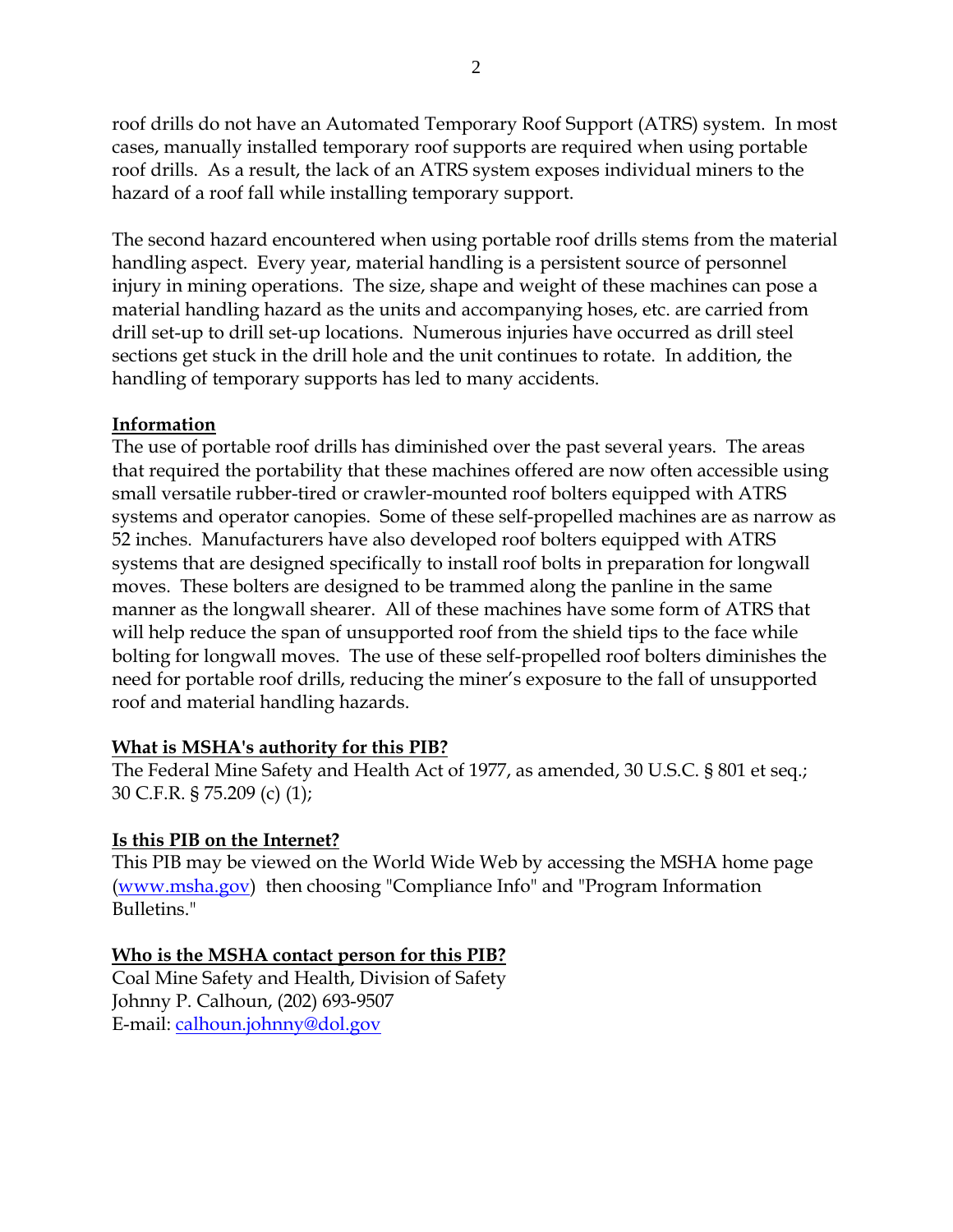roof drills do not have an Automated Temporary Roof Support (ATRS) system. In most cases, manually installed temporary roof supports are required when using portable roof drills. As a result, the lack of an ATRS system exposes individual miners to the hazard of a roof fall while installing temporary support.

The second hazard encountered when using portable roof drills stems from the material handling aspect. Every year, material handling is a persistent source of personnel injury in mining operations. The size, shape and weight of these machines can pose a material handling hazard as the units and accompanying hoses, etc. are carried from drill set-up to drill set-up locations. Numerous injuries have occurred as drill steel sections get stuck in the drill hole and the unit continues to rotate. In addition, the handling of temporary supports has led to many accidents.

**Information**

The use of portable roof drills has diminished over the past several years. The areas that required the portability that these machines offered are now often accessible using small versatile rubber-tired or crawler-mounted roof bolters equipped with ATRS systems and operator canopies. Some of these self-propelled machines are as narrow as 52 inches. Manufacturers have also developed roof bolters equipped with ATRS systems that are designed specifically to install roof bolts in preparation for longwall moves. These bolters are designed to be trammed along the panline in the same manner as the longwall shearer. All of these machines have some form of ATRS that will help reduce the span of unsupported roof from the shield tips to the face while bolting for longwall moves. The use of these self-propelled roof bolters diminishes the need for portable roof drills, reducing the miner's exposure to the fall of unsupported roof and material handling hazards.

**What is MSHA's authority for this PIB?**

The Federal Mine Safety and Health Act of 1977, as amended, 30 U.S.C. § 801 et seq.; 30 C.F.R. § 75.209 (c) (1);

**Is this PIB on the Internet?**

This PIB may be viewed on the World Wide Web by accessing the MSHA home page (www.msha.gov) then choosing "Compliance Info" and "Program Information Bulletins."

**Who is the MSHA contact person for this PIB?**

Coal Mine Safety and Health, Division of Safety
Johnny P. Calhoun, (202) 693-9507
E-mail: calhoun.johnny@dol.gov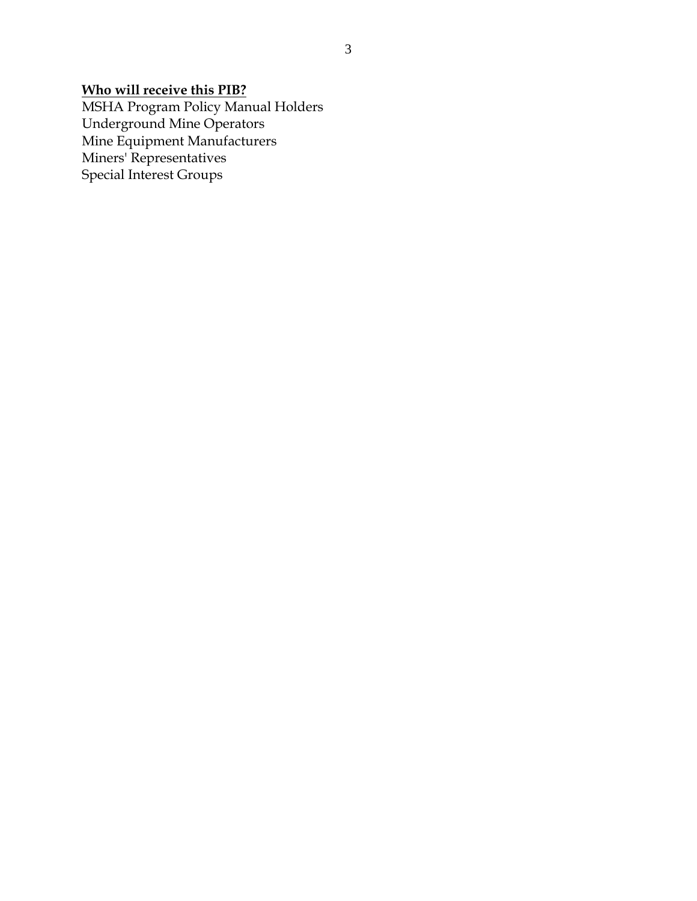**Who will receive this PIB?**

MSHA Program Policy Manual Holders
Underground Mine Operators
Mine Equipment Manufacturers
Miners' Representatives
Special Interest Groups